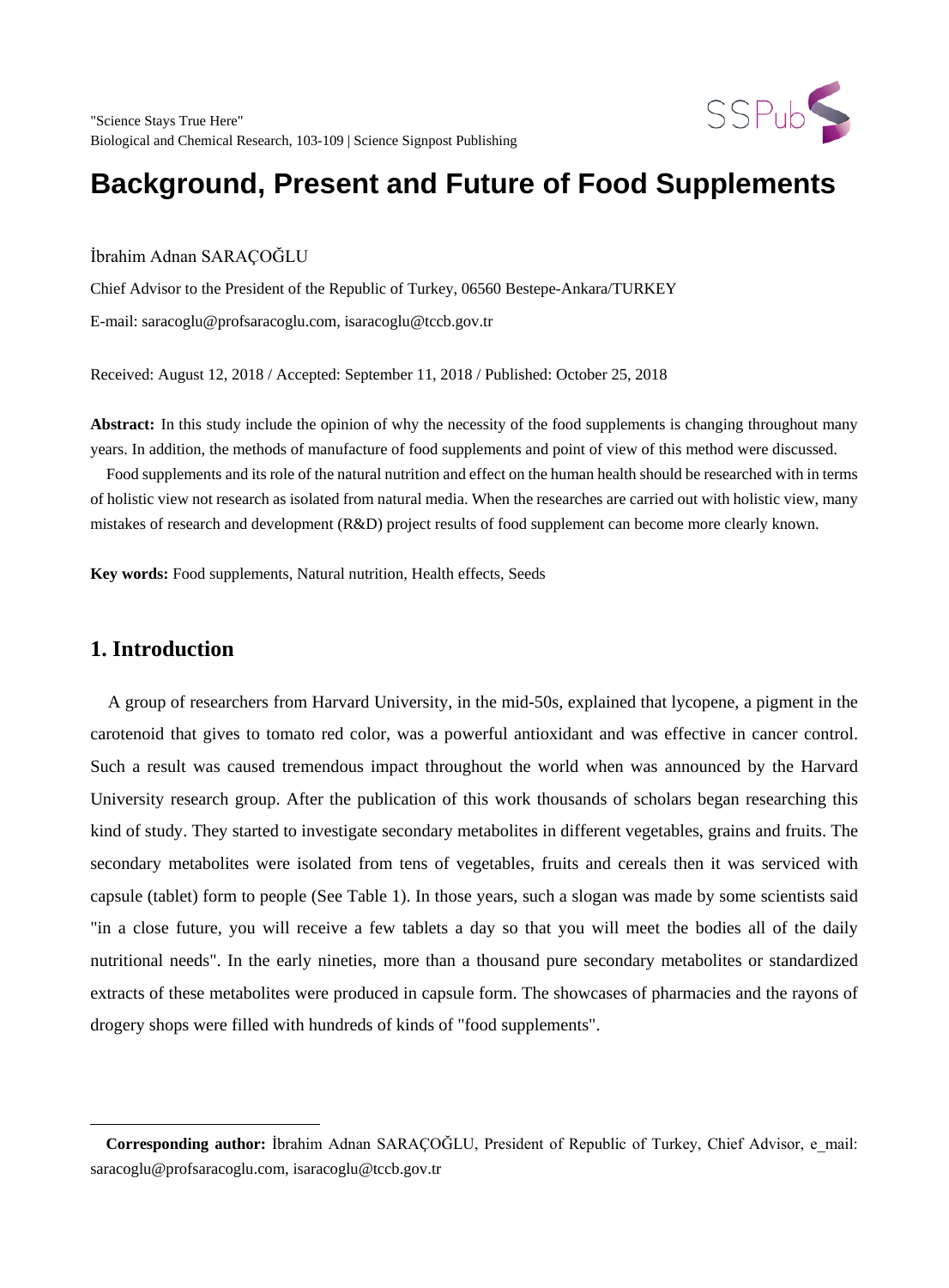# Background, Present and Future of Food Supplements

İbrahim Adnan SARAÇOĞLU

Chief Advisor to the President of the Republic of Turkey, 06560 Bestepe-Ankara/TURKEY

E-mail: saracoglu@profsaracoglu.com, isaracoglu@tccb.gov.tr

Received: August 12, 2018 / Accepted: September 11, 2018 / Published: October 25, 2018

**Abstract:** In this study include the opinion of why the necessity of the food supplements is changing throughout many years. In addition, the methods of manufacture of food supplements and point of view of this method were discussed.

Food supplements and its role of the natural nutrition and effect on the human health should be researched with in terms of holistic view not research as isolated from natural media. When the researches are carried out with holistic view, many mistakes of research and development (R&D) project results of food supplement can become more clearly known.

**Key words:** Food supplements, Natural nutrition, Health effects, Seeds

## 1. Introduction

A group of researchers from Harvard University, in the mid-50s, explained that lycopene, a pigment in the carotenoid that gives to tomato red color, was a powerful antioxidant and was effective in cancer control. Such a result was caused tremendous impact throughout the world when was announced by the Harvard University research group. After the publication of this work thousands of scholars began researching this kind of study. They started to investigate secondary metabolites in different vegetables, grains and fruits. The secondary metabolites were isolated from tens of vegetables, fruits and cereals then it was serviced with capsule (tablet) form to people (See Table 1). In those years, such a slogan was made by some scientists said "in a close future, you will receive a few tablets a day so that you will meet the bodies all of the daily nutritional needs". In the early nineties, more than a thousand pure secondary metabolites or standardized extracts of these metabolites were produced in capsule form. The showcases of pharmacies and the rayons of drogery shops were filled with hundreds of kinds of "food supplements".

**Corresponding author:** İbrahim Adnan SARAÇOĞLU, President of Republic of Turkey, Chief Advisor, e_mail: saracoglu@profsaracoglu.com, isaracoglu@tccb.gov.tr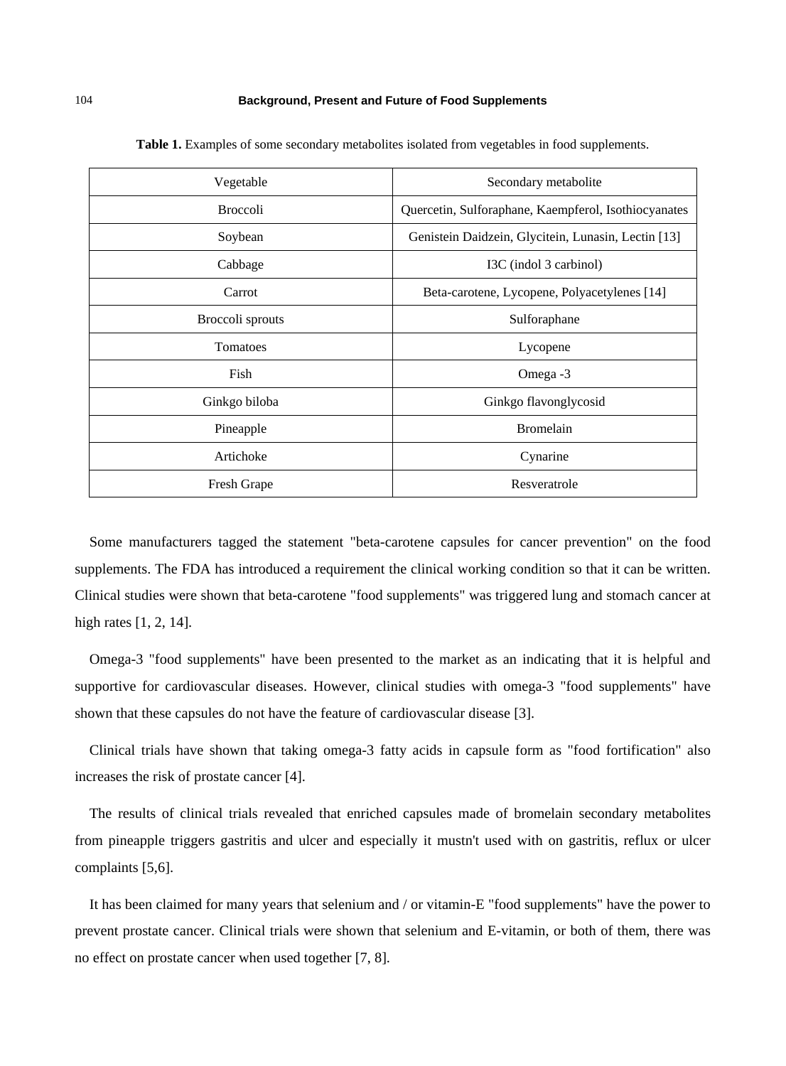**Table 1.** Examples of some secondary metabolites isolated from vegetables in food supplements.

| Vegetable | Secondary metabolite |
|---|---|
| Broccoli | Quercetin, Sulforaphane, Kaempferol, Isothiocyanates |
| Soybean | Genistein Daidzein, Glycitein, Lunasin, Lectin [13] |
| Cabbage | I3C (indol 3 carbinol) |
| Carrot | Beta-carotene, Lycopene, Polyacetylenes [14] |
| Broccoli sprouts | Sulforaphane |
| Tomatoes | Lycopene |
| Fish | Omega -3 |
| Ginkgo biloba | Ginkgo flavonglycosid |
| Pineapple | Bromelain |
| Artichoke | Cynarine |
| Fresh Grape | Resveratrole |

Some manufacturers tagged the statement "beta-carotene capsules for cancer prevention" on the food supplements. The FDA has introduced a requirement the clinical working condition so that it can be written. Clinical studies were shown that beta-carotene "food supplements" was triggered lung and stomach cancer at high rates [1, 2, 14].

Omega-3 "food supplements" have been presented to the market as an indicating that it is helpful and supportive for cardiovascular diseases. However, clinical studies with omega-3 "food supplements" have shown that these capsules do not have the feature of cardiovascular disease [3].

Clinical trials have shown that taking omega-3 fatty acids in capsule form as "food fortification" also increases the risk of prostate cancer [4].

The results of clinical trials revealed that enriched capsules made of bromelain secondary metabolites from pineapple triggers gastritis and ulcer and especially it mustn't used with on gastritis, reflux or ulcer complaints [5,6].

It has been claimed for many years that selenium and / or vitamin-E "food supplements" have the power to prevent prostate cancer. Clinical trials were shown that selenium and E-vitamin, or both of them, there was no effect on prostate cancer when used together [7, 8].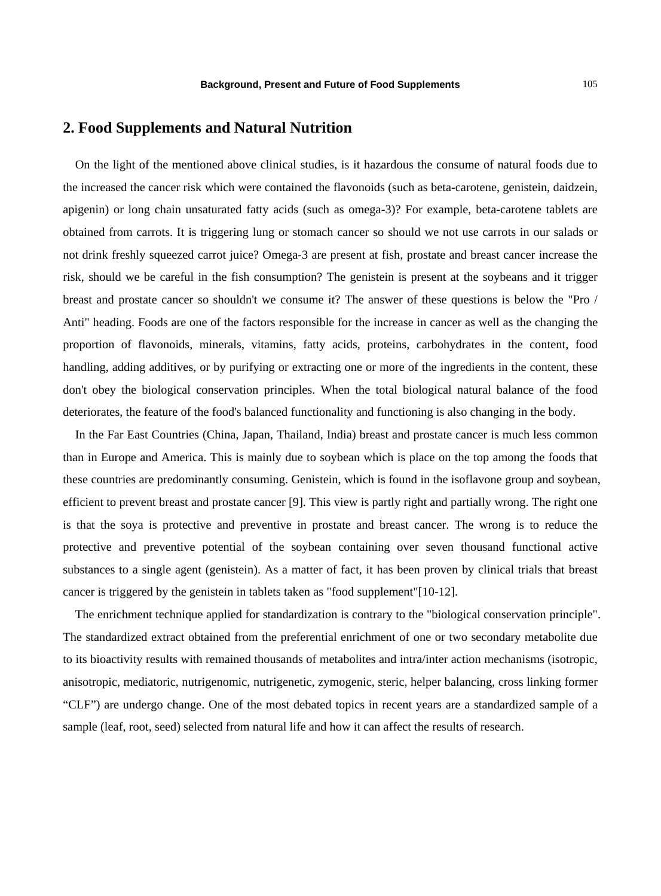## 2. Food Supplements and Natural Nutrition

On the light of the mentioned above clinical studies, is it hazardous the consume of natural foods due to the increased the cancer risk which were contained the flavonoids (such as beta-carotene, genistein, daidzein, apigenin) or long chain unsaturated fatty acids (such as omega-3)? For example, beta-carotene tablets are obtained from carrots. It is triggering lung or stomach cancer so should we not use carrots in our salads or not drink freshly squeezed carrot juice? Omega-3 are present at fish, prostate and breast cancer increase the risk, should we be careful in the fish consumption? The genistein is present at the soybeans and it trigger breast and prostate cancer so shouldn't we consume it? The answer of these questions is below the "Pro / Anti" heading. Foods are one of the factors responsible for the increase in cancer as well as the changing the proportion of flavonoids, minerals, vitamins, fatty acids, proteins, carbohydrates in the content, food handling, adding additives, or by purifying or extracting one or more of the ingredients in the content, these don't obey the biological conservation principles. When the total biological natural balance of the food deteriorates, the feature of the food's balanced functionality and functioning is also changing in the body.

In the Far East Countries (China, Japan, Thailand, India) breast and prostate cancer is much less common than in Europe and America. This is mainly due to soybean which is place on the top among the foods that these countries are predominantly consuming. Genistein, which is found in the isoflavone group and soybean, efficient to prevent breast and prostate cancer [9]. This view is partly right and partially wrong. The right one is that the soya is protective and preventive in prostate and breast cancer. The wrong is to reduce the protective and preventive potential of the soybean containing over seven thousand functional active substances to a single agent (genistein). As a matter of fact, it has been proven by clinical trials that breast cancer is triggered by the genistein in tablets taken as "food supplement"[10-12].

The enrichment technique applied for standardization is contrary to the "biological conservation principle". The standardized extract obtained from the preferential enrichment of one or two secondary metabolite due to its bioactivity results with remained thousands of metabolites and intra/inter action mechanisms (isotropic, anisotropic, mediatoric, nutrigenomic, nutrigenetic, zymogenic, steric, helper balancing, cross linking former "CLF") are undergo change. One of the most debated topics in recent years are a standardized sample of a sample (leaf, root, seed) selected from natural life and how it can affect the results of research.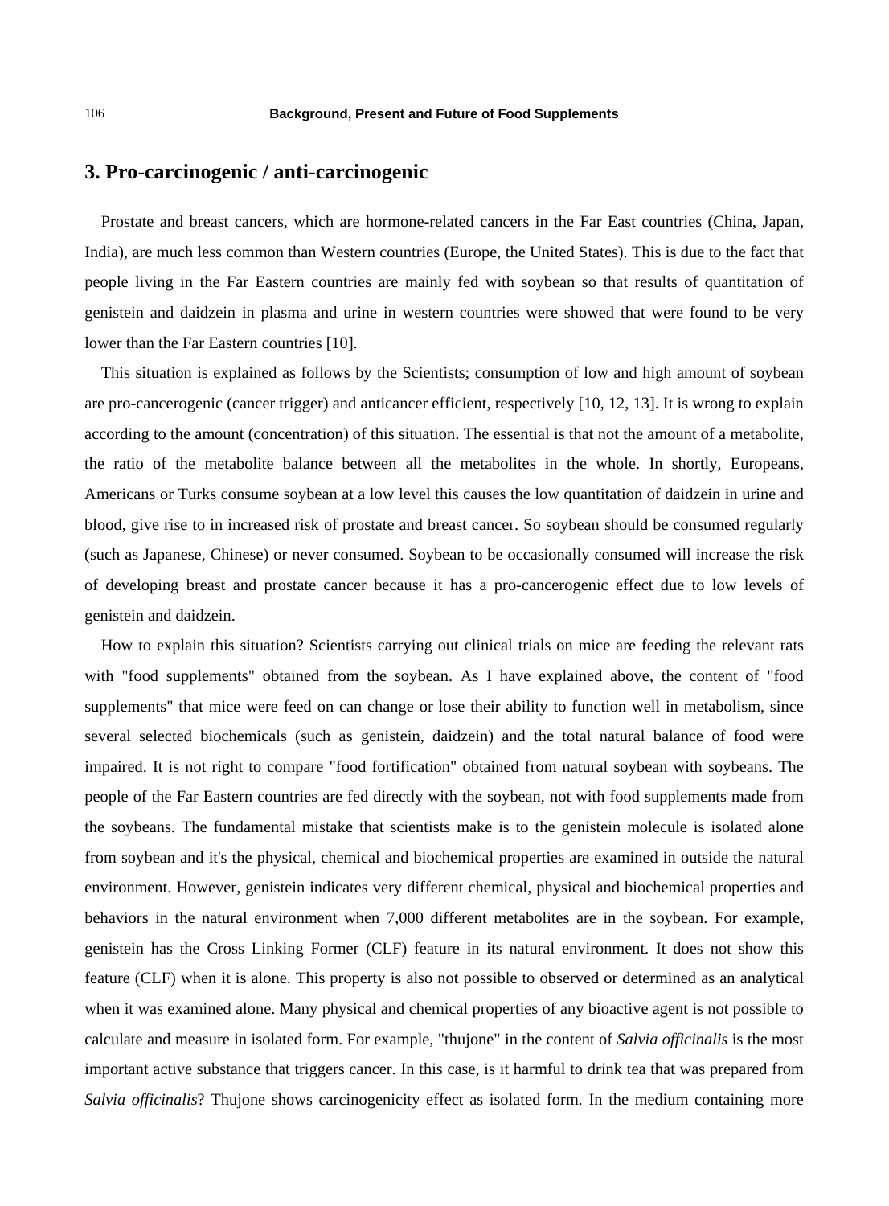## 3. Pro-carcinogenic / anti-carcinogenic

Prostate and breast cancers, which are hormone-related cancers in the Far East countries (China, Japan, India), are much less common than Western countries (Europe, the United States). This is due to the fact that people living in the Far Eastern countries are mainly fed with soybean so that results of quantitation of genistein and daidzein in plasma and urine in western countries were showed that were found to be very lower than the Far Eastern countries [10].

This situation is explained as follows by the Scientists; consumption of low and high amount of soybean are pro-cancerogenic (cancer trigger) and anticancer efficient, respectively [10, 12, 13]. It is wrong to explain according to the amount (concentration) of this situation. The essential is that not the amount of a metabolite, the ratio of the metabolite balance between all the metabolites in the whole. In shortly, Europeans, Americans or Turks consume soybean at a low level this causes the low quantitation of daidzein in urine and blood, give rise to in increased risk of prostate and breast cancer. So soybean should be consumed regularly (such as Japanese, Chinese) or never consumed. Soybean to be occasionally consumed will increase the risk of developing breast and prostate cancer because it has a pro-cancerogenic effect due to low levels of genistein and daidzein.

How to explain this situation? Scientists carrying out clinical trials on mice are feeding the relevant rats with "food supplements" obtained from the soybean. As I have explained above, the content of "food supplements" that mice were feed on can change or lose their ability to function well in metabolism, since several selected biochemicals (such as genistein, daidzein) and the total natural balance of food were impaired. It is not right to compare "food fortification" obtained from natural soybean with soybeans. The people of the Far Eastern countries are fed directly with the soybean, not with food supplements made from the soybeans. The fundamental mistake that scientists make is to the genistein molecule is isolated alone from soybean and it's the physical, chemical and biochemical properties are examined in outside the natural environment. However, genistein indicates very different chemical, physical and biochemical properties and behaviors in the natural environment when 7,000 different metabolites are in the soybean. For example, genistein has the Cross Linking Former (CLF) feature in its natural environment. It does not show this feature (CLF) when it is alone. This property is also not possible to observed or determined as an analytical when it was examined alone. Many physical and chemical properties of any bioactive agent is not possible to calculate and measure in isolated form. For example, "thujone" in the content of *Salvia officinalis* is the most important active substance that triggers cancer. In this case, is it harmful to drink tea that was prepared from *Salvia officinalis*? Thujone shows carcinogenicity effect as isolated form. In the medium containing more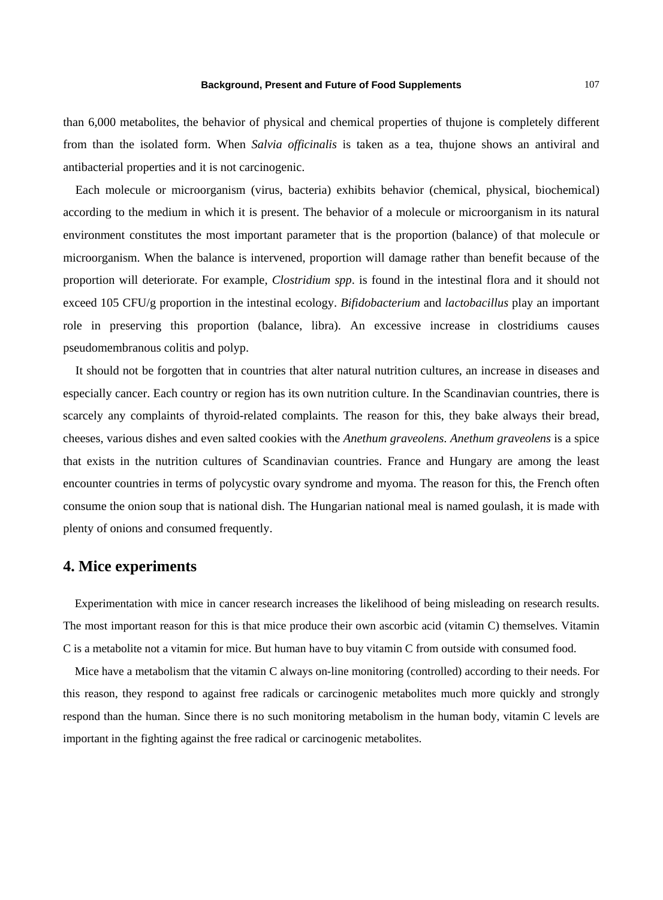than 6,000 metabolites, the behavior of physical and chemical properties of thujone is completely different from than the isolated form. When *Salvia officinalis* is taken as a tea, thujone shows an antiviral and antibacterial properties and it is not carcinogenic.

Each molecule or microorganism (virus, bacteria) exhibits behavior (chemical, physical, biochemical) according to the medium in which it is present. The behavior of a molecule or microorganism in its natural environment constitutes the most important parameter that is the proportion (balance) of that molecule or microorganism. When the balance is intervened, proportion will damage rather than benefit because of the proportion will deteriorate. For example, *Clostridium spp*. is found in the intestinal flora and it should not exceed 105 CFU/g proportion in the intestinal ecology. *Bifidobacterium* and *lactobacillus* play an important role in preserving this proportion (balance, libra). An excessive increase in clostridiums causes pseudomembranous colitis and polyp.

It should not be forgotten that in countries that alter natural nutrition cultures, an increase in diseases and especially cancer. Each country or region has its own nutrition culture. In the Scandinavian countries, there is scarcely any complaints of thyroid-related complaints. The reason for this, they bake always their bread, cheeses, various dishes and even salted cookies with the *Anethum graveolens*. *Anethum graveolens* is a spice that exists in the nutrition cultures of Scandinavian countries. France and Hungary are among the least encounter countries in terms of polycystic ovary syndrome and myoma. The reason for this, the French often consume the onion soup that is national dish. The Hungarian national meal is named goulash, it is made with plenty of onions and consumed frequently.

## 4. Mice experiments

Experimentation with mice in cancer research increases the likelihood of being misleading on research results. The most important reason for this is that mice produce their own ascorbic acid (vitamin C) themselves. Vitamin C is a metabolite not a vitamin for mice. But human have to buy vitamin C from outside with consumed food.

Mice have a metabolism that the vitamin C always on-line monitoring (controlled) according to their needs. For this reason, they respond to against free radicals or carcinogenic metabolites much more quickly and strongly respond than the human. Since there is no such monitoring metabolism in the human body, vitamin C levels are important in the fighting against the free radical or carcinogenic metabolites.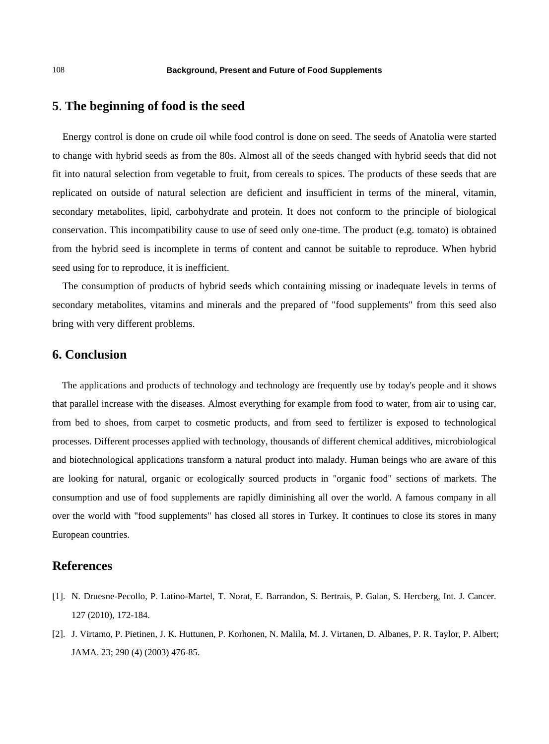## 5. The beginning of food is the seed

Energy control is done on crude oil while food control is done on seed. The seeds of Anatolia were started to change with hybrid seeds as from the 80s. Almost all of the seeds changed with hybrid seeds that did not fit into natural selection from vegetable to fruit, from cereals to spices. The products of these seeds that are replicated on outside of natural selection are deficient and insufficient in terms of the mineral, vitamin, secondary metabolites, lipid, carbohydrate and protein. It does not conform to the principle of biological conservation. This incompatibility cause to use of seed only one-time. The product (e.g. tomato) is obtained from the hybrid seed is incomplete in terms of content and cannot be suitable to reproduce. When hybrid seed using for to reproduce, it is inefficient.

The consumption of products of hybrid seeds which containing missing or inadequate levels in terms of secondary metabolites, vitamins and minerals and the prepared of "food supplements" from this seed also bring with very different problems.

## 6. Conclusion

The applications and products of technology and technology are frequently use by today's people and it shows that parallel increase with the diseases. Almost everything for example from food to water, from air to using car, from bed to shoes, from carpet to cosmetic products, and from seed to fertilizer is exposed to technological processes. Different processes applied with technology, thousands of different chemical additives, microbiological and biotechnological applications transform a natural product into malady. Human beings who are aware of this are looking for natural, organic or ecologically sourced products in "organic food" sections of markets. The consumption and use of food supplements are rapidly diminishing all over the world. A famous company in all over the world with "food supplements" has closed all stores in Turkey. It continues to close its stores in many European countries.

## References

[1]. N. Druesne-Pecollo, P. Latino-Martel, T. Norat, E. Barrandon, S. Bertrais, P. Galan, S. Hercberg, Int. J. Cancer. 127 (2010), 172-184.

[2]. J. Virtamo, P. Pietinen, J. K. Huttunen, P. Korhonen, N. Malila, M. J. Virtanen, D. Albanes, P. R. Taylor, P. Albert; JAMA. 23; 290 (4) (2003) 476-85.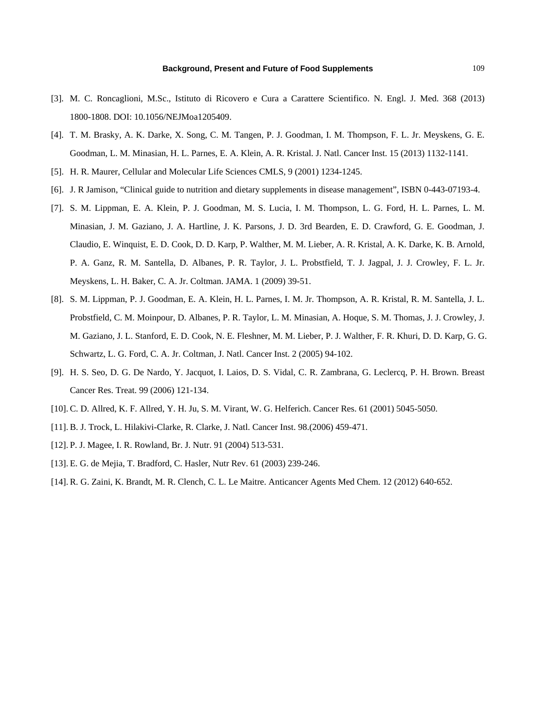[3]. M. C. Roncaglioni, M.Sc., Istituto di Ricovero e Cura a Carattere Scientifico. N. Engl. J. Med. 368 (2013) 1800-1808. DOI: 10.1056/NEJMoa1205409.

[4]. T. M. Brasky, A. K. Darke, X. Song, C. M. Tangen, P. J. Goodman, I. M. Thompson, F. L. Jr. Meyskens, G. E. Goodman, L. M. Minasian, H. L. Parnes, E. A. Klein, A. R. Kristal. J. Natl. Cancer Inst. 15 (2013) 1132-1141.

[5]. H. R. Maurer, Cellular and Molecular Life Sciences CMLS, 9 (2001) 1234-1245.

[6]. J. R Jamison, "Clinical guide to nutrition and dietary supplements in disease management", ISBN 0-443-07193-4.

[7]. S. M. Lippman, E. A. Klein, P. J. Goodman, M. S. Lucia, I. M. Thompson, L. G. Ford, H. L. Parnes, L. M. Minasian, J. M. Gaziano, J. A. Hartline, J. K. Parsons, J. D. 3rd Bearden, E. D. Crawford, G. E. Goodman, J. Claudio, E. Winquist, E. D. Cook, D. D. Karp, P. Walther, M. M. Lieber, A. R. Kristal, A. K. Darke, K. B. Arnold, P. A. Ganz, R. M. Santella, D. Albanes, P. R. Taylor, J. L. Probstfield, T. J. Jagpal, J. J. Crowley, F. L. Jr. Meyskens, L. H. Baker, C. A. Jr. Coltman. JAMA. 1 (2009) 39-51.

[8]. S. M. Lippman, P. J. Goodman, E. A. Klein, H. L. Parnes, I. M. Jr. Thompson, A. R. Kristal, R. M. Santella, J. L. Probstfield, C. M. Moinpour, D. Albanes, P. R. Taylor, L. M. Minasian, A. Hoque, S. M. Thomas, J. J. Crowley, J. M. Gaziano, J. L. Stanford, E. D. Cook, N. E. Fleshner, M. M. Lieber, P. J. Walther, F. R. Khuri, D. D. Karp, G. G. Schwartz, L. G. Ford, C. A. Jr. Coltman, J. Natl. Cancer Inst. 2 (2005) 94-102.

[9]. H. S. Seo, D. G. De Nardo, Y. Jacquot, I. Laios, D. S. Vidal, C. R. Zambrana, G. Leclercq, P. H. Brown. Breast Cancer Res. Treat. 99 (2006) 121-134.

[10]. C. D. Allred, K. F. Allred, Y. H. Ju, S. M. Virant, W. G. Helferich. Cancer Res. 61 (2001) 5045-5050.

[11]. B. J. Trock, L. Hilakivi-Clarke, R. Clarke, J. Natl. Cancer Inst. 98.(2006) 459-471.

[12]. P. J. Magee, I. R. Rowland, Br. J. Nutr. 91 (2004) 513-531.

[13]. E. G. de Mejia, T. Bradford, C. Hasler, Nutr Rev. 61 (2003) 239-246.

[14]. R. G. Zaini, K. Brandt, M. R. Clench, C. L. Le Maitre. Anticancer Agents Med Chem. 12 (2012) 640-652.